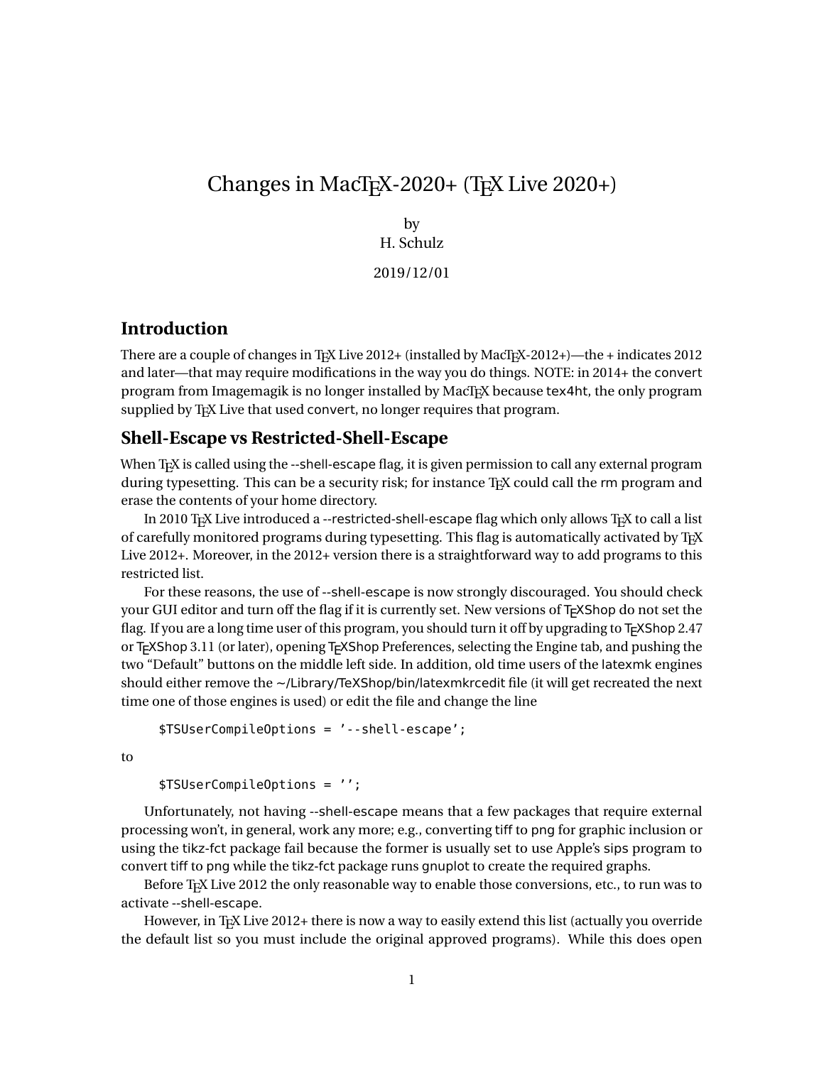# Changes in MacTEX-2020+ (TEX Live 2020+)

by
H. Schulz

2019/12/01

## Introduction

There are a couple of changes in TEX Live 2012+ (installed by MacTEX-2012+)—the + indicates 2012 and later—that may require modifications in the way you do things. NOTE: in 2014+ the `convert` program from Imagemagik is no longer installed by MacTEX because `tex4ht`, the only program supplied by TEX Live that used `convert`, no longer requires that program.

## Shell-Escape vs Restricted-Shell-Escape

When TEX is called using the `--shell-escape` flag, it is given permission to call any external program during typesetting. This can be a security risk; for instance TEX could call the `rm` program and erase the contents of your home directory.

In 2010 TEX Live introduced a `--restricted-shell-escape` flag which only allows TEX to call a list of carefully monitored programs during typesetting. This flag is automatically activated by TEX Live 2012+. Moreover, in the 2012+ version there is a straightforward way to add programs to this restricted list.

For these reasons, the use of `--shell-escape` is now strongly discouraged. You should check your GUI editor and turn off the flag if it is currently set. New versions of TEXShop do not set the flag. If you are a long time user of this program, you should turn it off by upgrading to TEXShop 2.47 or TEXShop 3.11 (or later), opening TEXShop Preferences, selecting the Engine tab, and pushing the two "Default" buttons on the middle left side. In addition, old time users of the `latexmk` engines should either remove the `~/Library/TeXShop/bin/latexmkrcedit` file (it will get recreated the next time one of those engines is used) or edit the file and change the line

```
$TSUserCompileOptions = '--shell-escape';
```

to

```
$TSUserCompileOptions = '';
```

Unfortunately, not having `--shell-escape` means that a few packages that require external processing won't, in general, work any more; e.g., converting `tiff` to `png` for graphic inclusion or using the `tikz-fct` package fail because the former is usually set to use Apple's `sips` program to convert `tiff` to `png` while the `tikz-fct` package runs `gnuplot` to create the required graphs.

Before TEX Live 2012 the only reasonable way to enable those conversions, etc., to run was to activate `--shell-escape`.

However, in TEX Live 2012+ there is now a way to easily extend this list (actually you override the default list so you must include the original approved programs). While this does open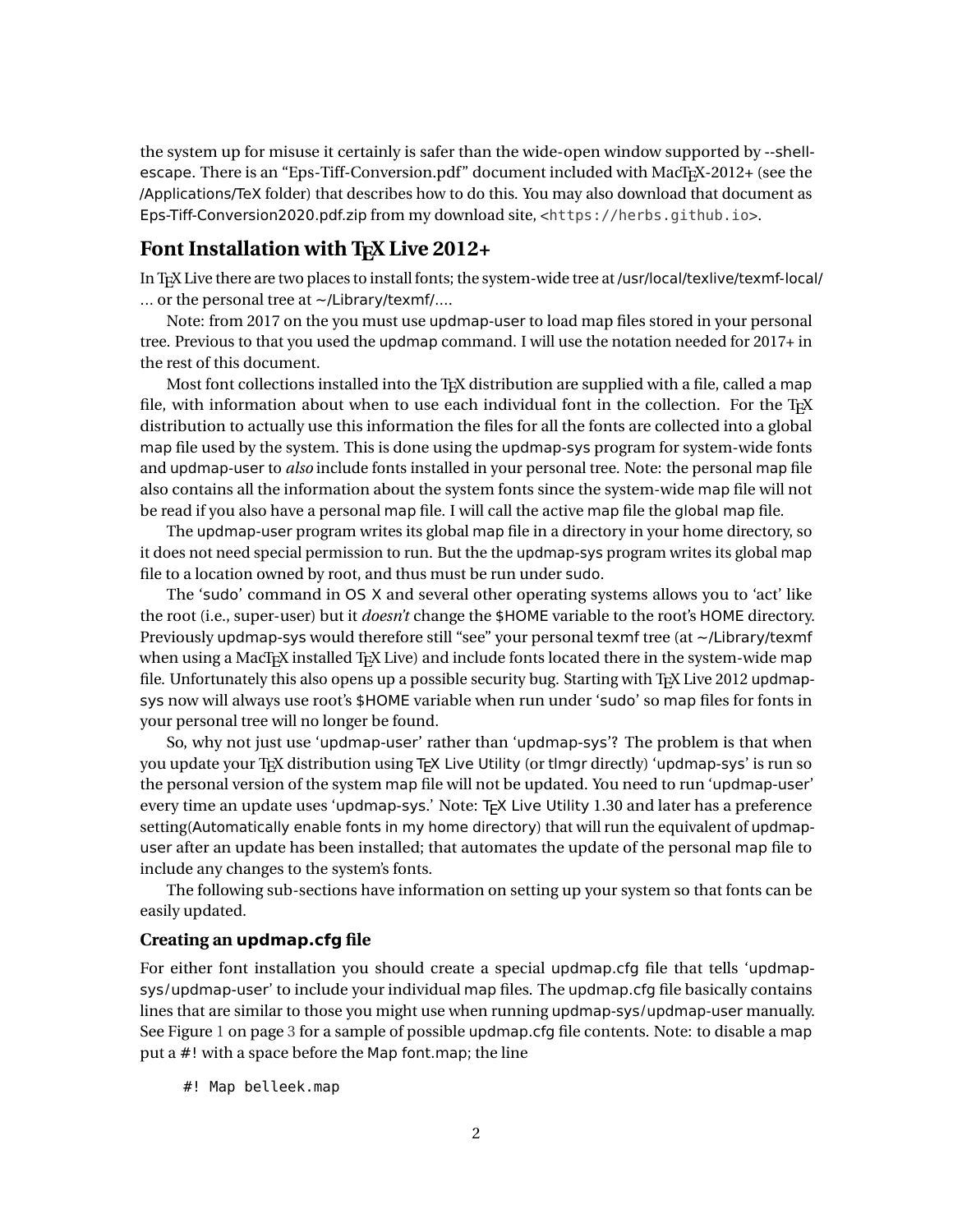the system up for misuse it certainly is safer than the wide-open window supported by --shell-escape. There is an "Eps-Tiff-Conversion.pdf" document included with MacTEX-2012+ (see the /Applications/TeX folder) that describes how to do this. You may also download that document as Eps-Tiff-Conversion2020.pdf.zip from my download site, <https://herbs.github.io>.

## Font Installation with TEX Live 2012+

In TEX Live there are two places to install fonts; the system-wide tree at /usr/local/texlive/texmf-local/ … or the personal tree at ~/Library/texmf/….

Note: from 2017 on the you must use updmap-user to load map files stored in your personal tree. Previous to that you used the updmap command. I will use the notation needed for 2017+ in the rest of this document.

Most font collections installed into the TEX distribution are supplied with a file, called a map file, with information about when to use each individual font in the collection. For the TEX distribution to actually use this information the files for all the fonts are collected into a global map file used by the system. This is done using the updmap-sys program for system-wide fonts and updmap-user to *also* include fonts installed in your personal tree. Note: the personal map file also contains all the information about the system fonts since the system-wide map file will not be read if you also have a personal map file. I will call the active map file the global map file.

The updmap-user program writes its global map file in a directory in your home directory, so it does not need special permission to run. But the the updmap-sys program writes its global map file to a location owned by root, and thus must be run under sudo.

The 'sudo' command in OS X and several other operating systems allows you to 'act' like the root (i.e., super-user) but it *doesn't* change the $HOME variable to the root's HOME directory. Previously updmap-sys would therefore still "see" your personal texmf tree (at ~/Library/texmf when using a MacTEX installed TEX Live) and include fonts located there in the system-wide map file. Unfortunately this also opens up a possible security bug. Starting with TEX Live 2012 updmap-sys now will always use root's $HOME variable when run under 'sudo' so map files for fonts in your personal tree will no longer be found.

So, why not just use 'updmap-user' rather than 'updmap-sys'? The problem is that when you update your TEX distribution using TEX Live Utility (or tlmgr directly) 'updmap-sys' is run so the personal version of the system map file will not be updated. You need to run 'updmap-user' every time an update uses 'updmap-sys.' Note: TEX Live Utility 1.30 and later has a preference setting(Automatically enable fonts in my home directory) that will run the equivalent of updmap-user after an update has been installed; that automates the update of the personal map file to include any changes to the system's fonts.

The following sub-sections have information on setting up your system so that fonts can be easily updated.

### Creating an updmap.cfg file

For either font installation you should create a special updmap.cfg file that tells 'updmap-sys/updmap-user' to include your individual map files. The updmap.cfg file basically contains lines that are similar to those you might use when running updmap-sys/updmap-user manually. See Figure 1 on page 3 for a sample of possible updmap.cfg file contents. Note: to disable a map put a #! with a space before the Map font.map; the line

```
#! Map belleek.map
```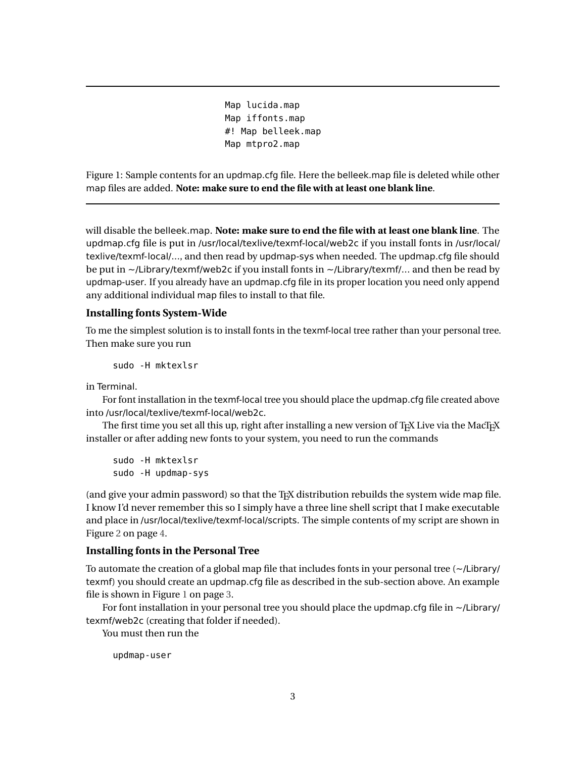```
Map lucida.map
Map iffonts.map
#! Map belleek.map
Map mtpro2.map
```

Figure 1: Sample contents for an updmap.cfg file. Here the belleek.map file is deleted while other map files are added. **Note: make sure to end the file with at least one blank line**.

will disable the belleek.map. **Note: make sure to end the file with at least one blank line**. The updmap.cfg file is put in /usr/local/texlive/texmf-local/web2c if you install fonts in /usr/local/texlive/texmf-local/..., and then read by updmap-sys when needed. The updmap.cfg file should be put in ~/Library/texmf/web2c if you install fonts in ~/Library/texmf/... and then be read by updmap-user. If you already have an updmap.cfg file in its proper location you need only append any additional individual map files to install to that file.

### Installing fonts System-Wide

To me the simplest solution is to install fonts in the texmf-local tree rather than your personal tree. Then make sure you run

```
sudo -H mktexlsr
```

in Terminal.

For font installation in the texmf-local tree you should place the updmap.cfg file created above into /usr/local/texlive/texmf-local/web2c.

The first time you set all this up, right after installing a new version of TeX Live via the MacTeX installer or after adding new fonts to your system, you need to run the commands

```
sudo -H mktexlsr
sudo -H updmap-sys
```

(and give your admin password) so that the TeX distribution rebuilds the system wide map file. I know I'd never remember this so I simply have a three line shell script that I make executable and place in /usr/local/texlive/texmf-local/scripts. The simple contents of my script are shown in Figure 2 on page 4.

### Installing fonts in the Personal Tree

To automate the creation of a global map file that includes fonts in your personal tree (~/Library/texmf) you should create an updmap.cfg file as described in the sub-section above. An example file is shown in Figure 1 on page 3.

For font installation in your personal tree you should place the updmap.cfg file in ~/Library/texmf/web2c (creating that folder if needed).

You must then run the

```
updmap-user
```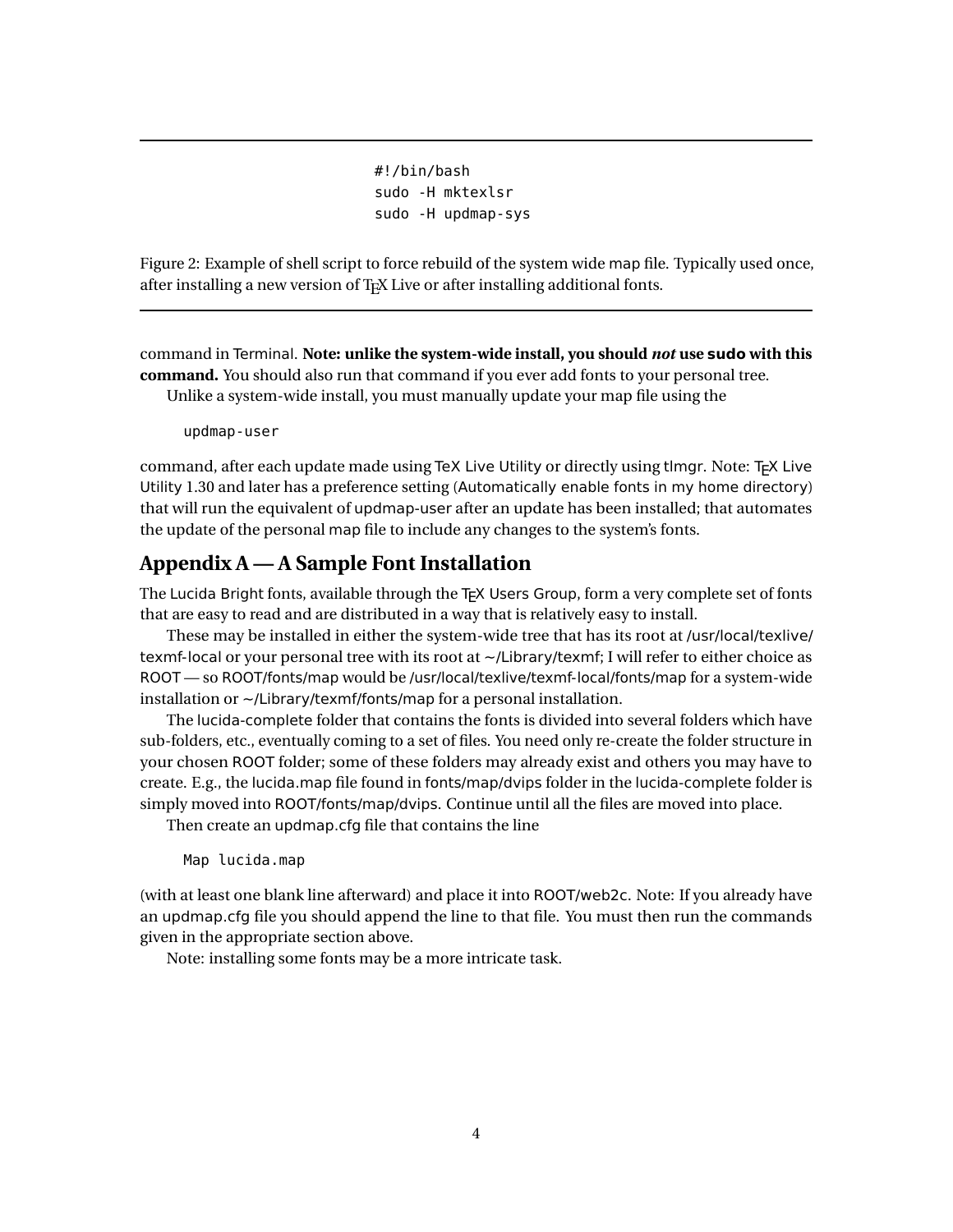```
#!/bin/bash
sudo -H mktexlsr
sudo -H updmap-sys
```

Figure 2: Example of shell script to force rebuild of the system wide map file. Typically used once, after installing a new version of TeX Live or after installing additional fonts.

command in Terminal. **Note: unlike the system-wide install, you should *not* use sudo with this command.** You should also run that command if you ever add fonts to your personal tree.

Unlike a system-wide install, you must manually update your map file using the

```
updmap-user
```

command, after each update made using TeX Live Utility or directly using tlmgr. Note: TeX Live Utility 1.30 and later has a preference setting (Automatically enable fonts in my home directory) that will run the equivalent of updmap-user after an update has been installed; that automates the update of the personal map file to include any changes to the system's fonts.

## Appendix A — A Sample Font Installation

The Lucida Bright fonts, available through the TeX Users Group, form a very complete set of fonts that are easy to read and are distributed in a way that is relatively easy to install.

These may be installed in either the system-wide tree that has its root at /usr/local/texlive/texmf-local or your personal tree with its root at ~/Library/texmf; I will refer to either choice as ROOT — so ROOT/fonts/map would be /usr/local/texlive/texmf-local/fonts/map for a system-wide installation or ~/Library/texmf/fonts/map for a personal installation.

The lucida-complete folder that contains the fonts is divided into several folders which have sub-folders, etc., eventually coming to a set of files. You need only re-create the folder structure in your chosen ROOT folder; some of these folders may already exist and others you may have to create. E.g., the lucida.map file found in fonts/map/dvips folder in the lucida-complete folder is simply moved into ROOT/fonts/map/dvips. Continue until all the files are moved into place.

Then create an updmap.cfg file that contains the line

```
Map lucida.map
```

(with at least one blank line afterward) and place it into ROOT/web2c. Note: If you already have an updmap.cfg file you should append the line to that file. You must then run the commands given in the appropriate section above.

Note: installing some fonts may be a more intricate task.